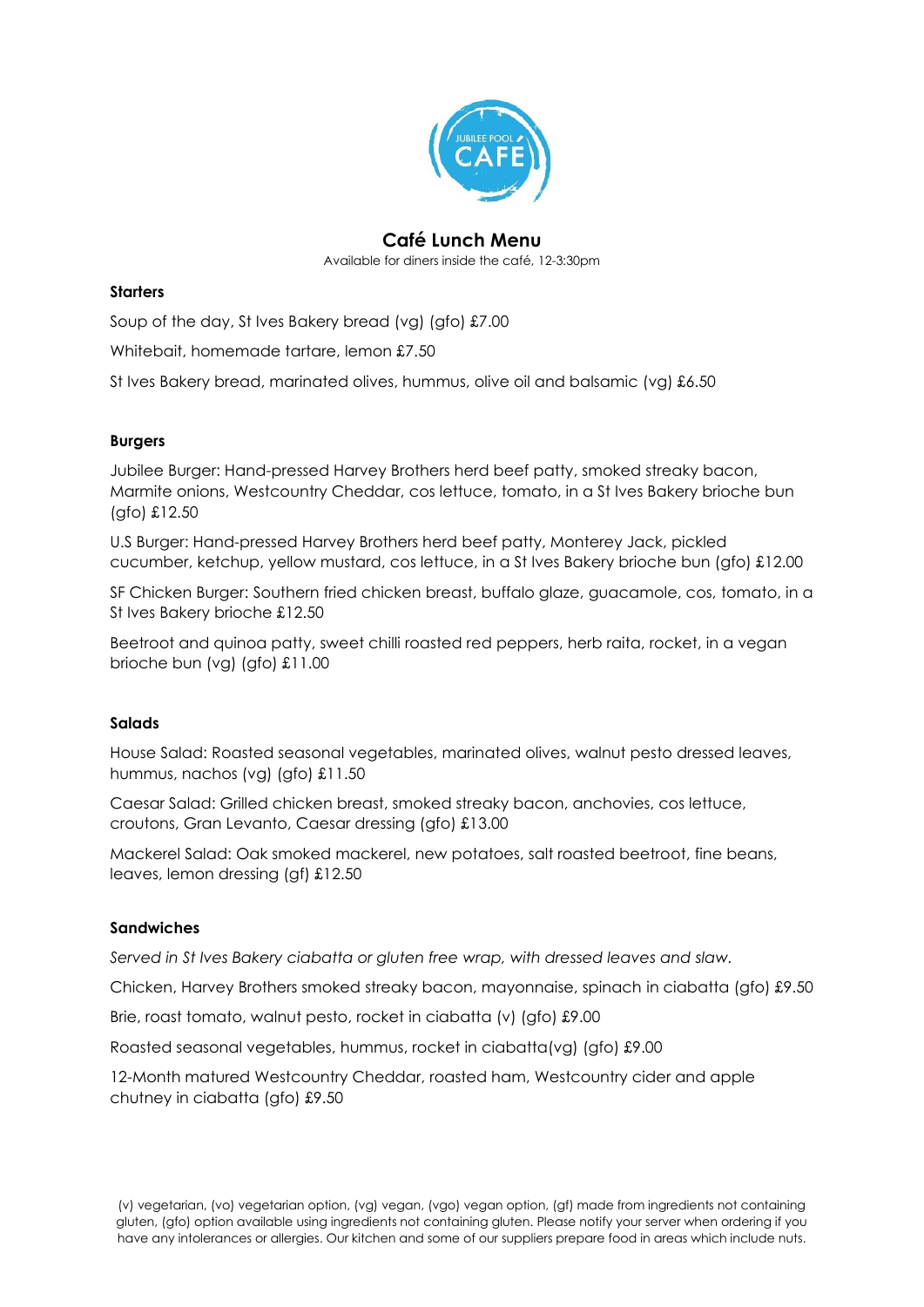JUBILEE POOL CAFE

# Café Lunch Menu

Available for diners inside the café, 12-3:30pm

## Starters

Soup of the day, St Ives Bakery bread (vg) (gfo) £7.00

Whitebait, homemade tartare, lemon £7.50

St Ives Bakery bread, marinated olives, hummus, olive oil and balsamic (vg) £6.50

## Burgers

Jubilee Burger: Hand-pressed Harvey Brothers herd beef patty, smoked streaky bacon, Marmite onions, Westcountry Cheddar, cos lettuce, tomato, in a St Ives Bakery brioche bun (gfo) £12.50

U.S Burger: Hand-pressed Harvey Brothers herd beef patty, Monterey Jack, pickled cucumber, ketchup, yellow mustard, cos lettuce, in a St Ives Bakery brioche bun (gfo) £12.00

SF Chicken Burger: Southern fried chicken breast, buffalo glaze, guacamole, cos, tomato, in a St Ives Bakery brioche £12.50

Beetroot and quinoa patty, sweet chilli roasted red peppers, herb raita, rocket, in a vegan brioche bun (vg) (gfo) £11.00

## Salads

House Salad: Roasted seasonal vegetables, marinated olives, walnut pesto dressed leaves, hummus, nachos (vg) (gfo) £11.50

Caesar Salad: Grilled chicken breast, smoked streaky bacon, anchovies, cos lettuce, croutons, Gran Levanto, Caesar dressing (gfo) £13.00

Mackerel Salad: Oak smoked mackerel, new potatoes, salt roasted beetroot, fine beans, leaves, lemon dressing (gf) £12.50

## Sandwiches

*Served in St Ives Bakery ciabatta or gluten free wrap, with dressed leaves and slaw.*

Chicken, Harvey Brothers smoked streaky bacon, mayonnaise, spinach in ciabatta (gfo) £9.50

Brie, roast tomato, walnut pesto, rocket in ciabatta (v) (gfo) £9.00

Roasted seasonal vegetables, hummus, rocket in ciabatta(vg) (gfo) £9.00

12-Month matured Westcountry Cheddar, roasted ham, Westcountry cider and apple chutney in ciabatta (gfo) £9.50

(v) vegetarian, (vo) vegetarian option, (vg) vegan, (vgo) vegan option, (gf) made from ingredients not containing gluten, (gfo) option available using ingredients not containing gluten. Please notify your server when ordering if you have any intolerances or allergies. Our kitchen and some of our suppliers prepare food in areas which include nuts.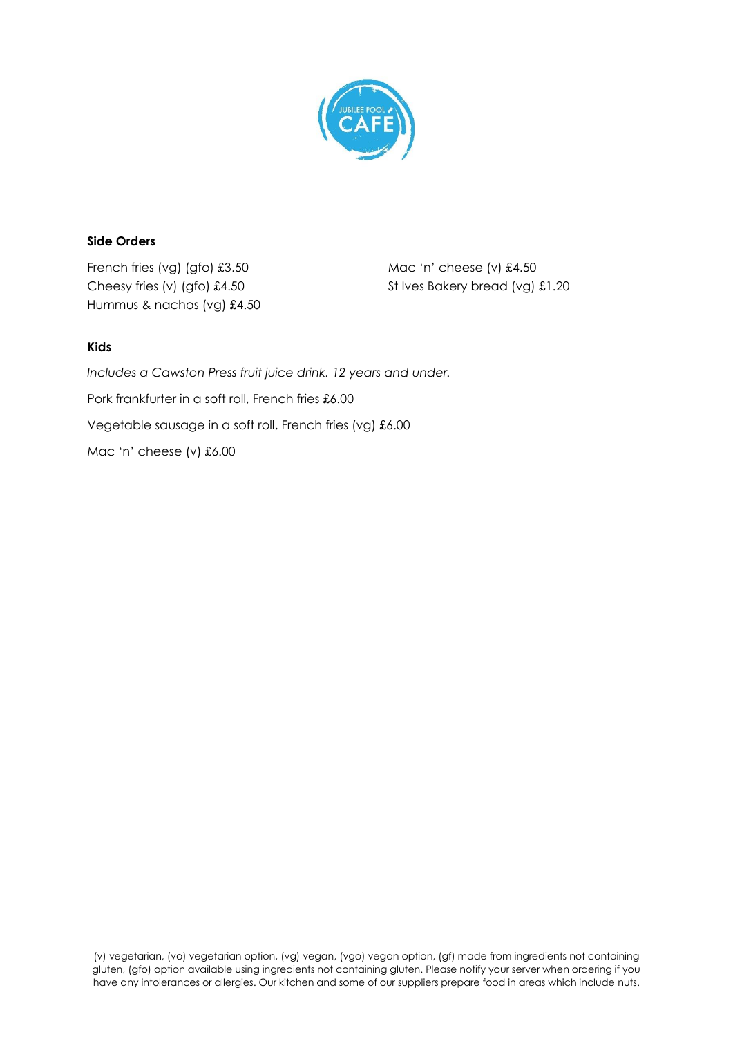## Side Orders

French fries (vg) (gfo) £3.50
Cheesy fries (v) (gfo) £4.50
Hummus & nachos (vg) £4.50
Mac 'n' cheese (v) £4.50
St Ives Bakery bread (vg) £1.20

## Kids

*Includes a Cawston Press fruit juice drink. 12 years and under.*

Pork frankfurter in a soft roll, French fries £6.00

Vegetable sausage in a soft roll, French fries (vg) £6.00

Mac 'n' cheese (v) £6.00

(v) vegetarian, (vo) vegetarian option, (vg) vegan, (vgo) vegan option, (gf) made from ingredients not containing gluten, (gfo) option available using ingredients not containing gluten. Please notify your server when ordering if you have any intolerances or allergies. Our kitchen and some of our suppliers prepare food in areas which include nuts.